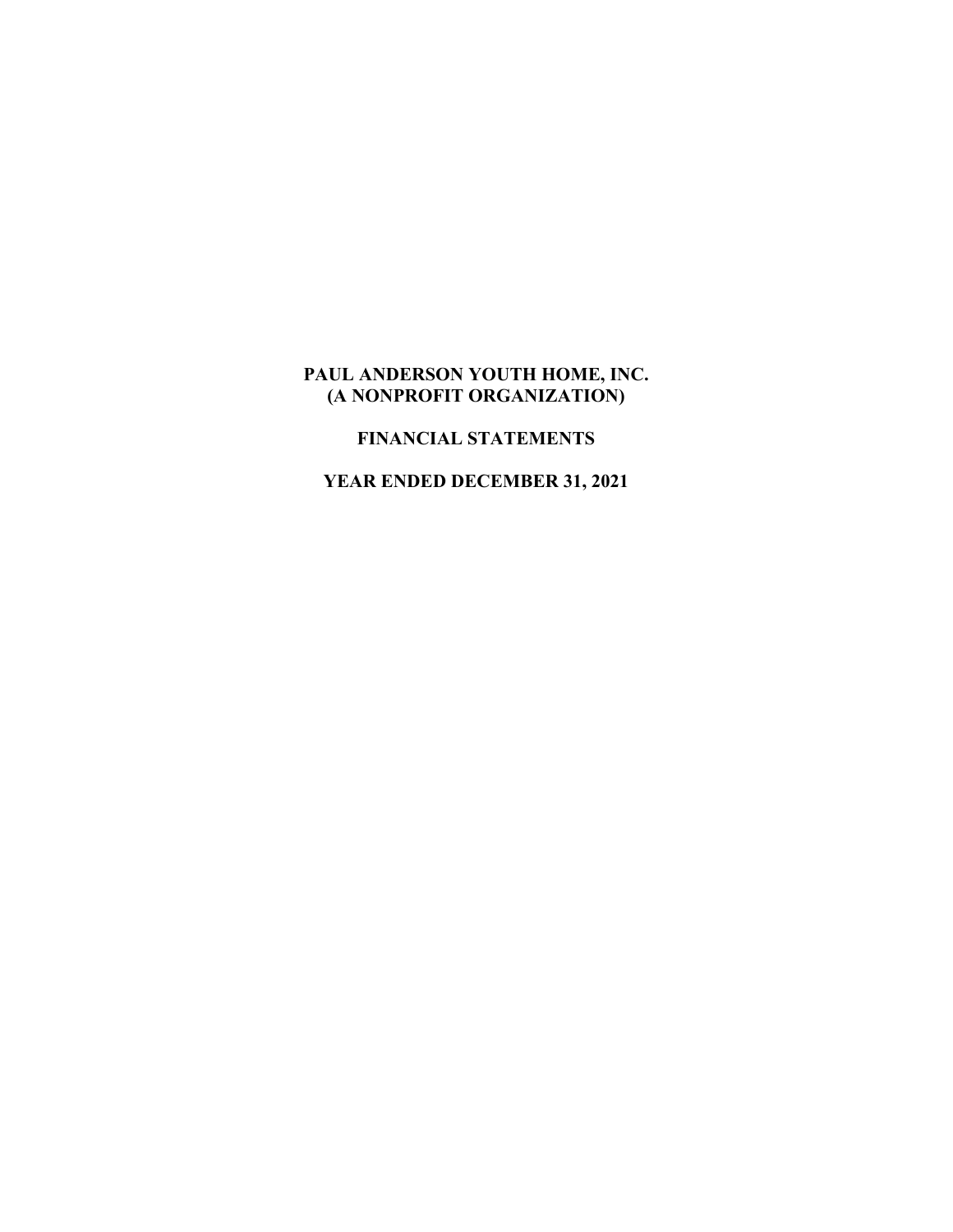# PAUL ANDERSON YOUTH HOME, INC.
# (A NONPROFIT ORGANIZATION)

## FINANCIAL STATEMENTS

## YEAR ENDED DECEMBER 31, 2021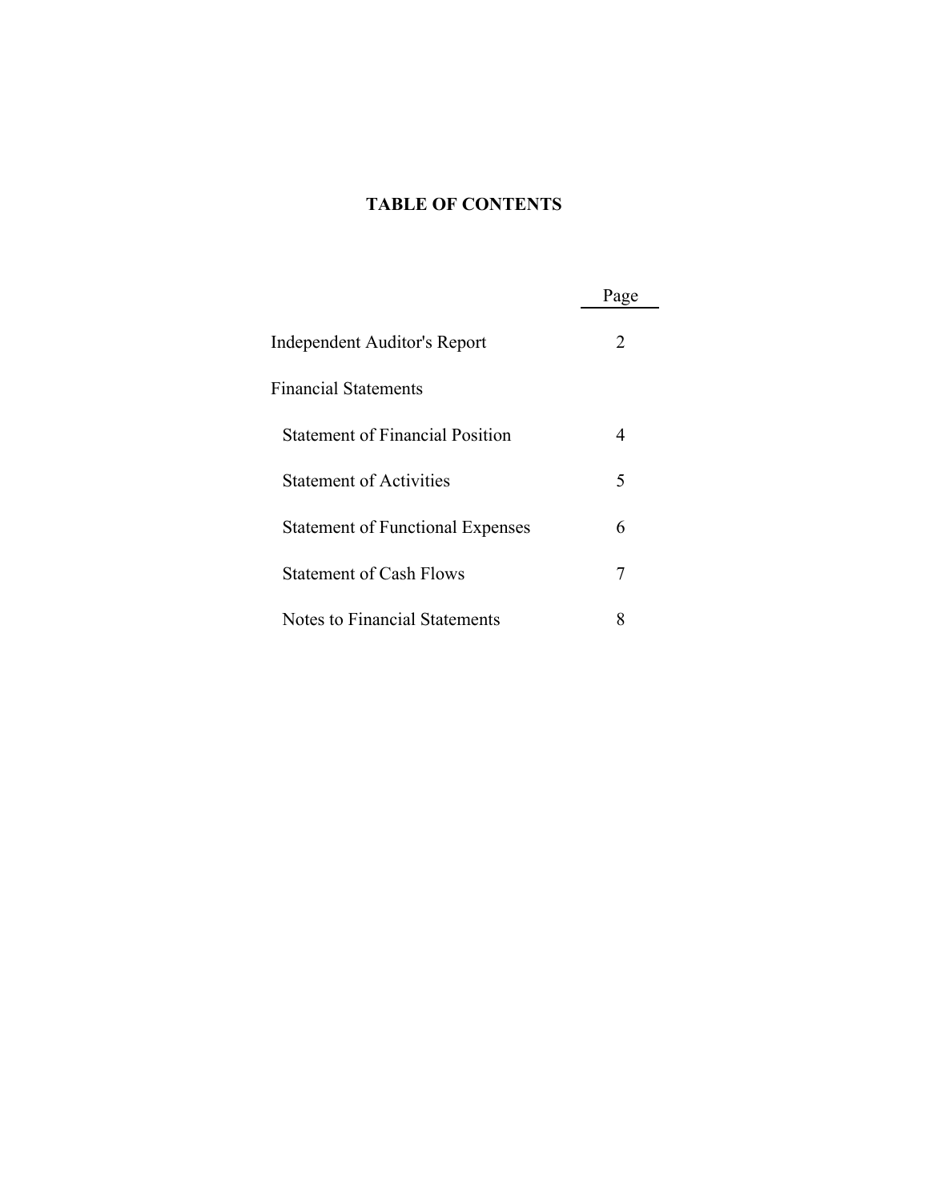# TABLE OF CONTENTS

| | Page |
|---|---|
| Independent Auditor's Report | 2 |
| Financial Statements | |
| Statement of Financial Position | 4 |
| Statement of Activities | 5 |
| Statement of Functional Expenses | 6 |
| Statement of Cash Flows | 7 |
| Notes to Financial Statements | 8 |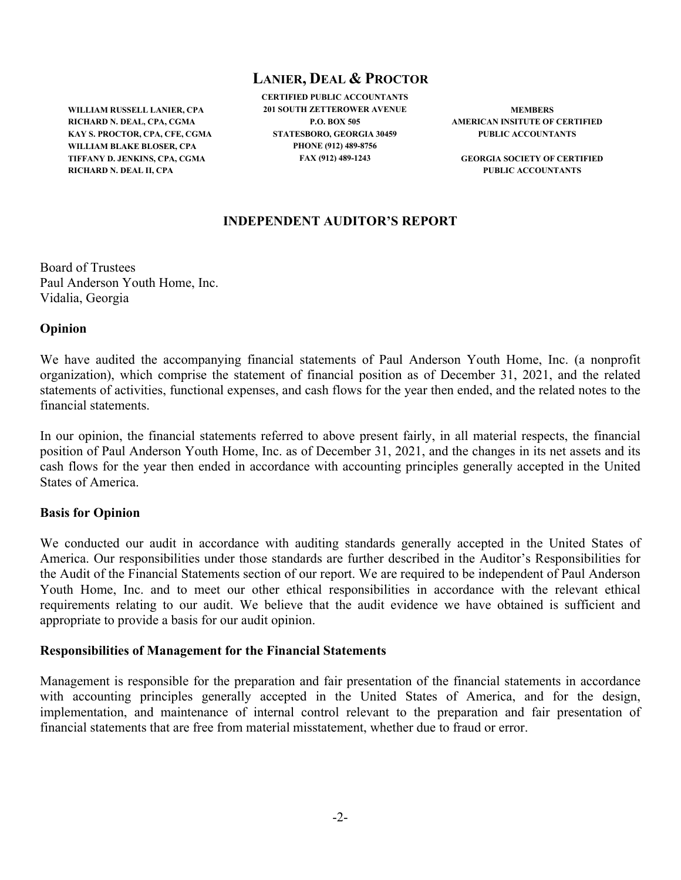# LANIER, DEAL & PROCTOR

**CERTIFIED PUBLIC ACCOUNTANTS**
**201 SOUTH ZETTEROWER AVENUE**
**P.O. BOX 505**
**STATESBORO, GEORGIA 30459**
**PHONE (912) 489-8756**
**FAX (912) 489-1243**

**WILLIAM RUSSELL LANIER, CPA**
**RICHARD N. DEAL, CPA, CGMA**
**KAY S. PROCTOR, CPA, CFE, CGMA**
**WILLIAM BLAKE BLOSER, CPA**
**TIFFANY D. JENKINS, CPA, CGMA**
**RICHARD N. DEAL II, CPA**

**MEMBERS**
**AMERICAN INSITUTE OF CERTIFIED PUBLIC ACCOUNTANTS**

**GEORGIA SOCIETY OF CERTIFIED PUBLIC ACCOUNTANTS**

## INDEPENDENT AUDITOR'S REPORT

Board of Trustees
Paul Anderson Youth Home, Inc.
Vidalia, Georgia

### Opinion

We have audited the accompanying financial statements of Paul Anderson Youth Home, Inc. (a nonprofit organization), which comprise the statement of financial position as of December 31, 2021, and the related statements of activities, functional expenses, and cash flows for the year then ended, and the related notes to the financial statements.

In our opinion, the financial statements referred to above present fairly, in all material respects, the financial position of Paul Anderson Youth Home, Inc. as of December 31, 2021, and the changes in its net assets and its cash flows for the year then ended in accordance with accounting principles generally accepted in the United States of America.

### Basis for Opinion

We conducted our audit in accordance with auditing standards generally accepted in the United States of America. Our responsibilities under those standards are further described in the Auditor's Responsibilities for the Audit of the Financial Statements section of our report. We are required to be independent of Paul Anderson Youth Home, Inc. and to meet our other ethical responsibilities in accordance with the relevant ethical requirements relating to our audit. We believe that the audit evidence we have obtained is sufficient and appropriate to provide a basis for our audit opinion.

### Responsibilities of Management for the Financial Statements

Management is responsible for the preparation and fair presentation of the financial statements in accordance with accounting principles generally accepted in the United States of America, and for the design, implementation, and maintenance of internal control relevant to the preparation and fair presentation of financial statements that are free from material misstatement, whether due to fraud or error.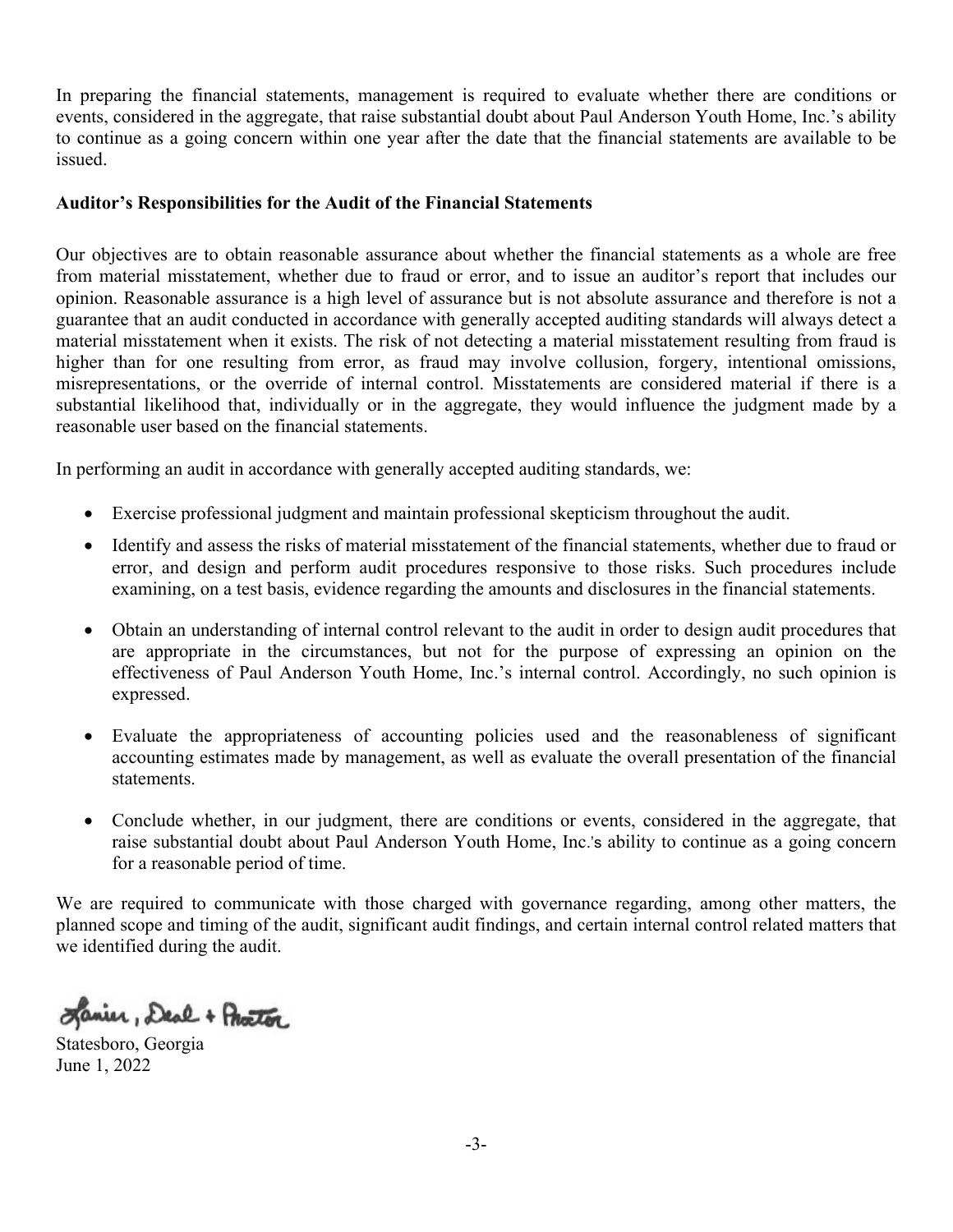In preparing the financial statements, management is required to evaluate whether there are conditions or events, considered in the aggregate, that raise substantial doubt about Paul Anderson Youth Home, Inc.'s ability to continue as a going concern within one year after the date that the financial statements are available to be issued.

**Auditor's Responsibilities for the Audit of the Financial Statements**

Our objectives are to obtain reasonable assurance about whether the financial statements as a whole are free from material misstatement, whether due to fraud or error, and to issue an auditor's report that includes our opinion. Reasonable assurance is a high level of assurance but is not absolute assurance and therefore is not a guarantee that an audit conducted in accordance with generally accepted auditing standards will always detect a material misstatement when it exists. The risk of not detecting a material misstatement resulting from fraud is higher than for one resulting from error, as fraud may involve collusion, forgery, intentional omissions, misrepresentations, or the override of internal control. Misstatements are considered material if there is a substantial likelihood that, individually or in the aggregate, they would influence the judgment made by a reasonable user based on the financial statements.

In performing an audit in accordance with generally accepted auditing standards, we:

- Exercise professional judgment and maintain professional skepticism throughout the audit.
- Identify and assess the risks of material misstatement of the financial statements, whether due to fraud or error, and design and perform audit procedures responsive to those risks. Such procedures include examining, on a test basis, evidence regarding the amounts and disclosures in the financial statements.
- Obtain an understanding of internal control relevant to the audit in order to design audit procedures that are appropriate in the circumstances, but not for the purpose of expressing an opinion on the effectiveness of Paul Anderson Youth Home, Inc.'s internal control. Accordingly, no such opinion is expressed.
- Evaluate the appropriateness of accounting policies used and the reasonableness of significant accounting estimates made by management, as well as evaluate the overall presentation of the financial statements.
- Conclude whether, in our judgment, there are conditions or events, considered in the aggregate, that raise substantial doubt about Paul Anderson Youth Home, Inc.'s ability to continue as a going concern for a reasonable period of time.

We are required to communicate with those charged with governance regarding, among other matters, the planned scope and timing of the audit, significant audit findings, and certain internal control related matters that we identified during the audit.

Lanier, Deal + Proctor

Statesboro, Georgia
June 1, 2022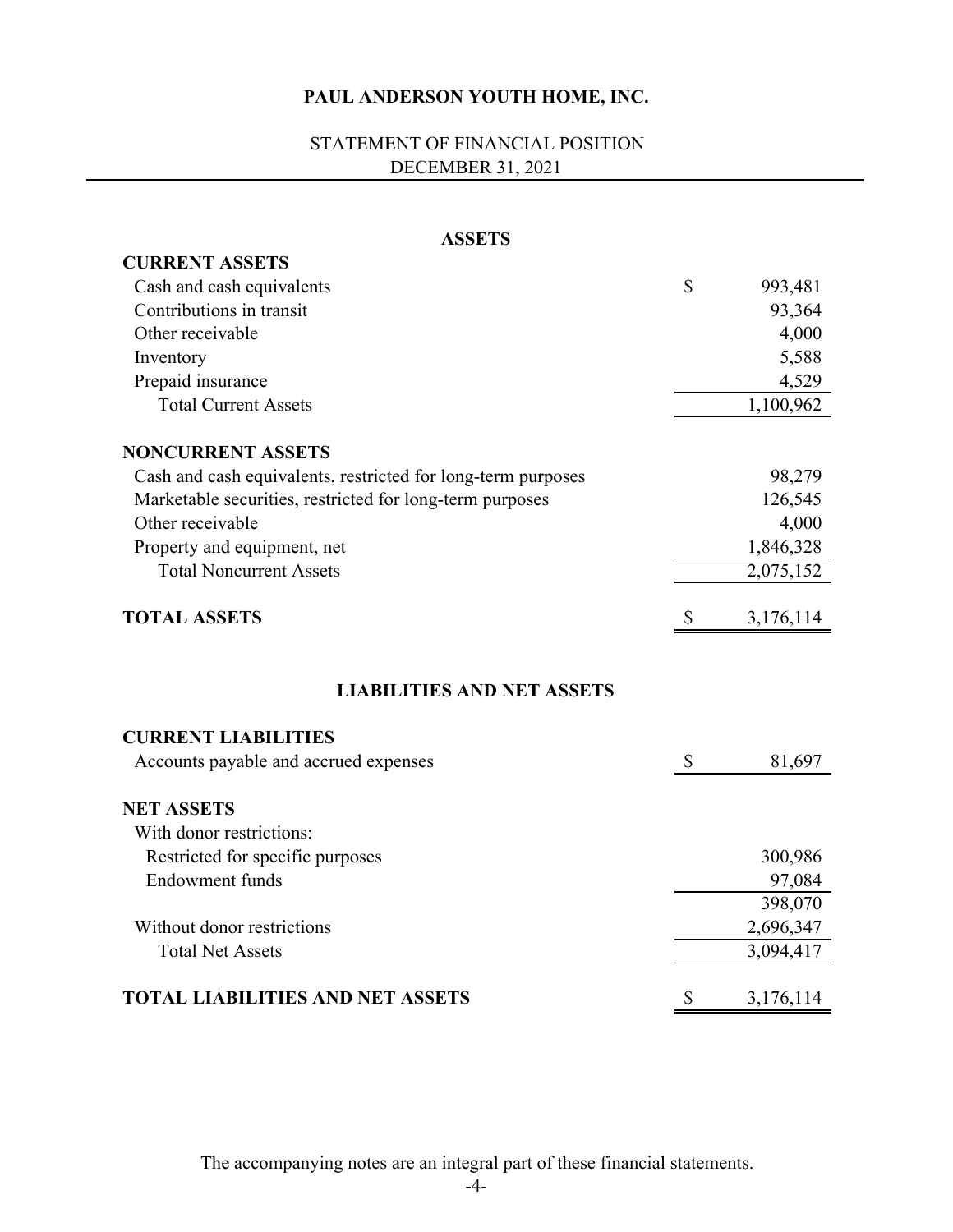# PAUL ANDERSON YOUTH HOME, INC.

## STATEMENT OF FINANCIAL POSITION
## DECEMBER 31, 2021

### ASSETS

| | |
|---|---|
| **CURRENT ASSETS** | |
| Cash and cash equivalents | $ 993,481 |
| Contributions in transit | 93,364 |
| Other receivable | 4,000 |
| Inventory | 5,588 |
| Prepaid insurance | 4,529 |
| Total Current Assets | 1,100,962 |
| | |
| **NONCURRENT ASSETS** | |
| Cash and cash equivalents, restricted for long-term purposes | 98,279 |
| Marketable securities, restricted for long-term purposes | 126,545 |
| Other receivable | 4,000 |
| Property and equipment, net | 1,846,328 |
| Total Noncurrent Assets | 2,075,152 |
| | |
| **TOTAL ASSETS** | $ 3,176,114 |

### LIABILITIES AND NET ASSETS

| | |
|---|---|
| **CURRENT LIABILITIES** | |
| Accounts payable and accrued expenses | $ 81,697 |
| | |
| **NET ASSETS** | |
| With donor restrictions: | |
| Restricted for specific purposes | 300,986 |
| Endowment funds | 97,084 |
| | 398,070 |
| Without donor restrictions | 2,696,347 |
| Total Net Assets | 3,094,417 |
| | |
| **TOTAL LIABILITIES AND NET ASSETS** | $ 3,176,114 |

The accompanying notes are an integral part of these financial statements.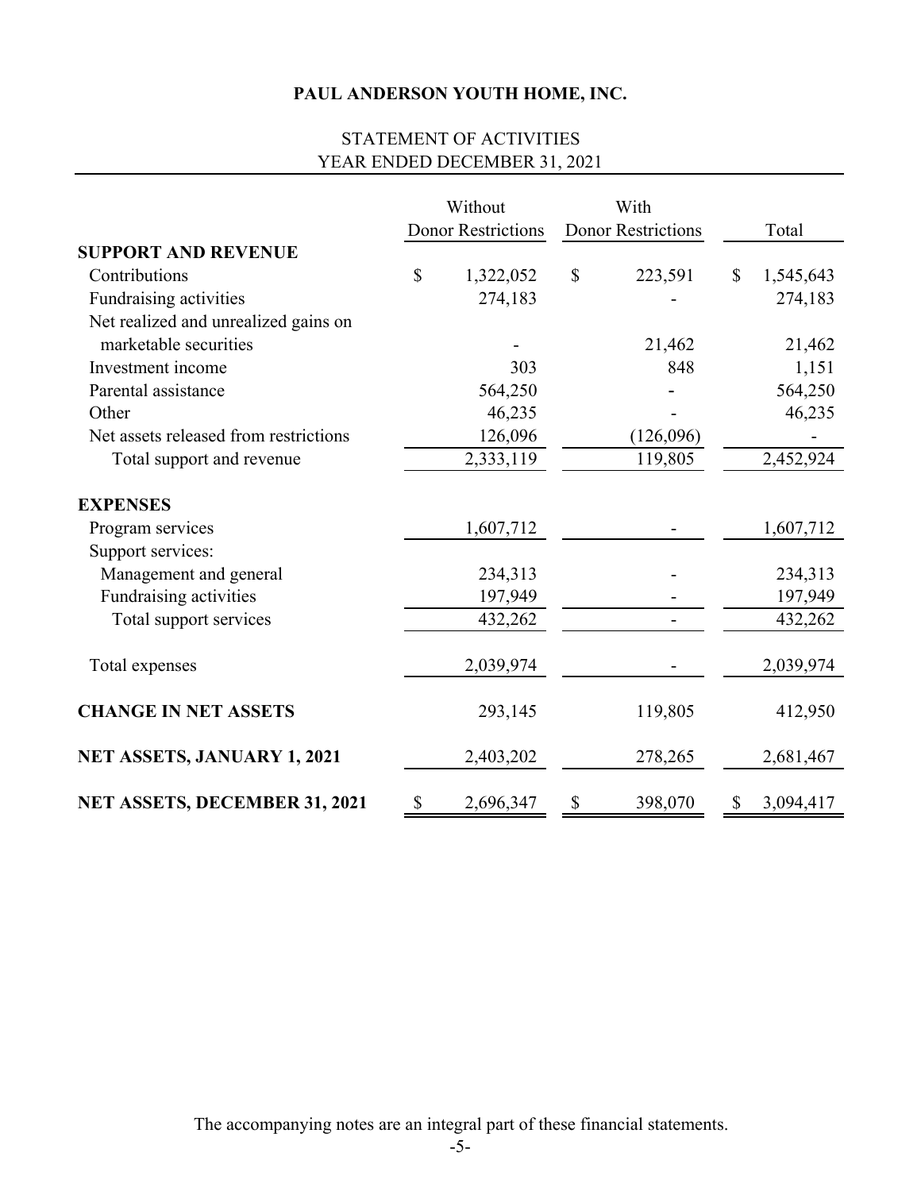# PAUL ANDERSON YOUTH HOME, INC.

## STATEMENT OF ACTIVITIES
## YEAR ENDED DECEMBER 31, 2021

| | Without Donor Restrictions | With Donor Restrictions | Total |
|---|---|---|---|
| **SUPPORT AND REVENUE** | | | |
| Contributions | $ 1,322,052 | $ 223,591 | $ 1,545,643 |
| Fundraising activities | 274,183 | - | 274,183 |
| Net realized and unrealized gains on marketable securities | - | 21,462 | 21,462 |
| Investment income | 303 | 848 | 1,151 |
| Parental assistance | 564,250 | - | 564,250 |
| Other | 46,235 | - | 46,235 |
| Net assets released from restrictions | 126,096 | (126,096) | - |
| Total support and revenue | 2,333,119 | 119,805 | 2,452,924 |
| **EXPENSES** | | | |
| Program services | 1,607,712 | - | 1,607,712 |
| Support services: | | | |
| Management and general | 234,313 | - | 234,313 |
| Fundraising activities | 197,949 | - | 197,949 |
| Total support services | 432,262 | - | 432,262 |
| Total expenses | 2,039,974 | - | 2,039,974 |
| **CHANGE IN NET ASSETS** | 293,145 | 119,805 | 412,950 |
| **NET ASSETS, JANUARY 1, 2021** | 2,403,202 | 278,265 | 2,681,467 |
| **NET ASSETS, DECEMBER 31, 2021** | $ 2,696,347 | $ 398,070 | $ 3,094,417 |

The accompanying notes are an integral part of these financial statements.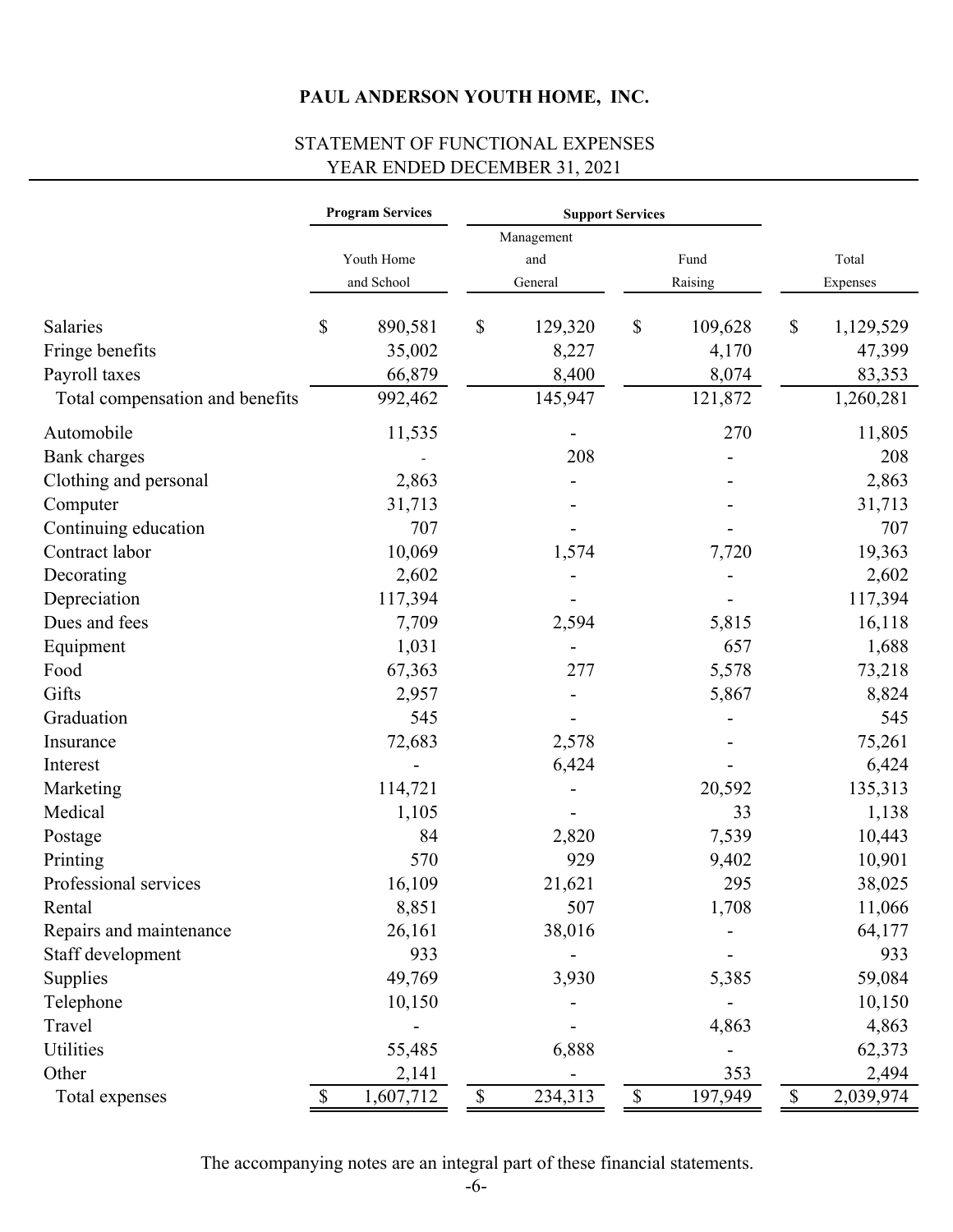# PAUL ANDERSON YOUTH HOME, INC.

## STATEMENT OF FUNCTIONAL EXPENSES
## YEAR ENDED DECEMBER 31, 2021

| | Program Services | Support Services | | |
|---|---|---|---|---|
| | Youth Home and School | Management and General | Fund Raising | Total Expenses |
| Salaries | $ 890,581 | $ 129,320 | $ 109,628 | $ 1,129,529 |
| Fringe benefits | 35,002 | 8,227 | 4,170 | 47,399 |
| Payroll taxes | 66,879 | 8,400 | 8,074 | 83,353 |
| Total compensation and benefits | 992,462 | 145,947 | 121,872 | 1,260,281 |
| Automobile | 11,535 | - | 270 | 11,805 |
| Bank charges | - | 208 | - | 208 |
| Clothing and personal | 2,863 | - | - | 2,863 |
| Computer | 31,713 | - | - | 31,713 |
| Continuing education | 707 | - | - | 707 |
| Contract labor | 10,069 | 1,574 | 7,720 | 19,363 |
| Decorating | 2,602 | - | - | 2,602 |
| Depreciation | 117,394 | - | - | 117,394 |
| Dues and fees | 7,709 | 2,594 | 5,815 | 16,118 |
| Equipment | 1,031 | - | 657 | 1,688 |
| Food | 67,363 | 277 | 5,578 | 73,218 |
| Gifts | 2,957 | - | 5,867 | 8,824 |
| Graduation | 545 | - | - | 545 |
| Insurance | 72,683 | 2,578 | - | 75,261 |
| Interest | - | 6,424 | - | 6,424 |
| Marketing | 114,721 | - | 20,592 | 135,313 |
| Medical | 1,105 | - | 33 | 1,138 |
| Postage | 84 | 2,820 | 7,539 | 10,443 |
| Printing | 570 | 929 | 9,402 | 10,901 |
| Professional services | 16,109 | 21,621 | 295 | 38,025 |
| Rental | 8,851 | 507 | 1,708 | 11,066 |
| Repairs and maintenance | 26,161 | 38,016 | - | 64,177 |
| Staff development | 933 | - | - | 933 |
| Supplies | 49,769 | 3,930 | 5,385 | 59,084 |
| Telephone | 10,150 | - | - | 10,150 |
| Travel | - | - | 4,863 | 4,863 |
| Utilities | 55,485 | 6,888 | - | 62,373 |
| Other | 2,141 | - | 353 | 2,494 |
| Total expenses | $ 1,607,712 | $ 234,313 | $ 197,949 | $ 2,039,974 |

The accompanying notes are an integral part of these financial statements.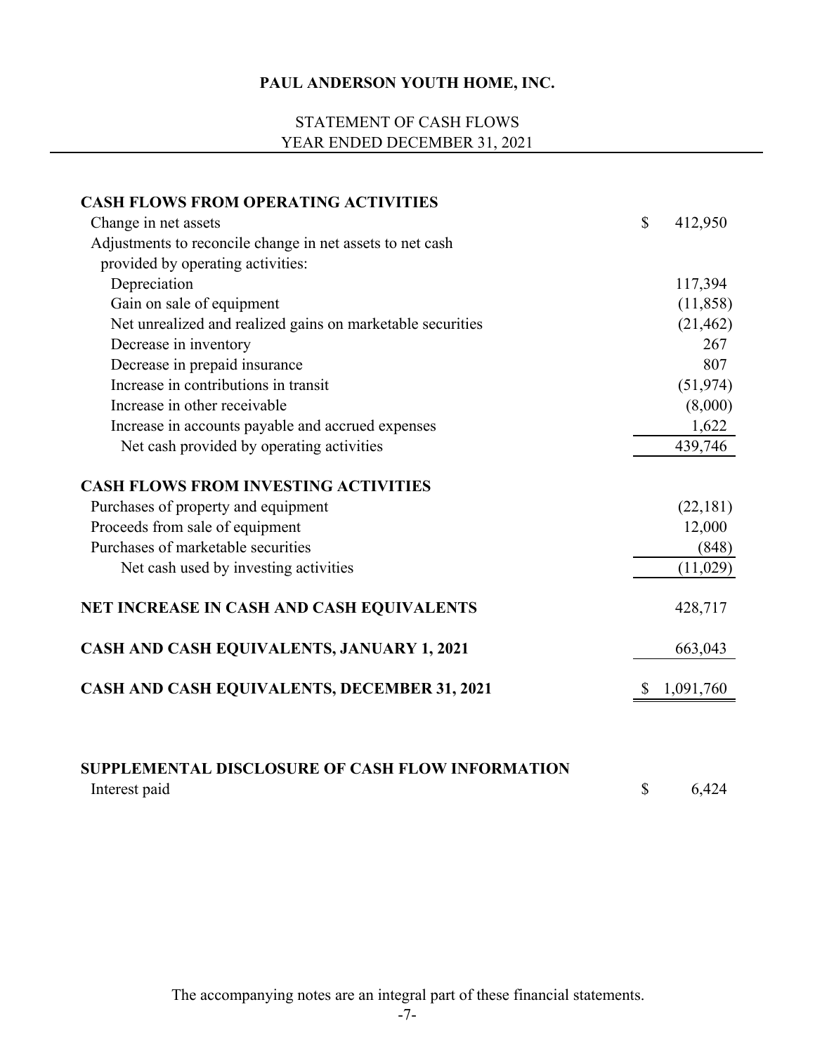# PAUL ANDERSON YOUTH HOME, INC.

## STATEMENT OF CASH FLOWS
## YEAR ENDED DECEMBER 31, 2021

| | |
|---|---|
| **CASH FLOWS FROM OPERATING ACTIVITIES** | |
| Change in net assets | $ 412,950 |
| Adjustments to reconcile change in net assets to net cash provided by operating activities: | |
| Depreciation | 117,394 |
| Gain on sale of equipment | (11,858) |
| Net unrealized and realized gains on marketable securities | (21,462) |
| Decrease in inventory | 267 |
| Decrease in prepaid insurance | 807 |
| Increase in contributions in transit | (51,974) |
| Increase in other receivable | (8,000) |
| Increase in accounts payable and accrued expenses | 1,622 |
| Net cash provided by operating activities | 439,746 |
| **CASH FLOWS FROM INVESTING ACTIVITIES** | |
| Purchases of property and equipment | (22,181) |
| Proceeds from sale of equipment | 12,000 |
| Purchases of marketable securities | (848) |
| Net cash used by investing activities | (11,029) |
| **NET INCREASE IN CASH AND CASH EQUIVALENTS** | 428,717 |
| **CASH AND CASH EQUIVALENTS, JANUARY 1, 2021** | 663,043 |
| **CASH AND CASH EQUIVALENTS, DECEMBER 31, 2021** | $ 1,091,760 |

| | |
|---|---|
| **SUPPLEMENTAL DISCLOSURE OF CASH FLOW INFORMATION** | |
| Interest paid | $ 6,424 |

The accompanying notes are an integral part of these financial statements.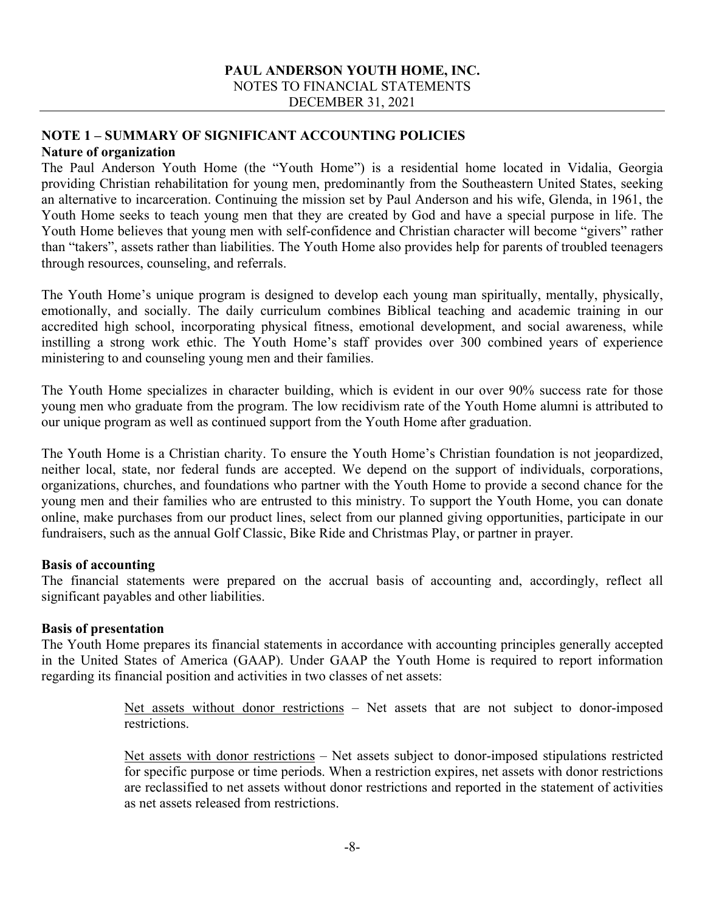# PAUL ANDERSON YOUTH HOME, INC.

NOTES TO FINANCIAL STATEMENTS

DECEMBER 31, 2021

## NOTE 1 – SUMMARY OF SIGNIFICANT ACCOUNTING POLICIES

### Nature of organization

The Paul Anderson Youth Home (the "Youth Home") is a residential home located in Vidalia, Georgia providing Christian rehabilitation for young men, predominantly from the Southeastern United States, seeking an alternative to incarceration. Continuing the mission set by Paul Anderson and his wife, Glenda, in 1961, the Youth Home seeks to teach young men that they are created by God and have a special purpose in life. The Youth Home believes that young men with self-confidence and Christian character will become "givers" rather than "takers", assets rather than liabilities. The Youth Home also provides help for parents of troubled teenagers through resources, counseling, and referrals.

The Youth Home's unique program is designed to develop each young man spiritually, mentally, physically, emotionally, and socially. The daily curriculum combines Biblical teaching and academic training in our accredited high school, incorporating physical fitness, emotional development, and social awareness, while instilling a strong work ethic. The Youth Home's staff provides over 300 combined years of experience ministering to and counseling young men and their families.

The Youth Home specializes in character building, which is evident in our over 90% success rate for those young men who graduate from the program. The low recidivism rate of the Youth Home alumni is attributed to our unique program as well as continued support from the Youth Home after graduation.

The Youth Home is a Christian charity. To ensure the Youth Home's Christian foundation is not jeopardized, neither local, state, nor federal funds are accepted. We depend on the support of individuals, corporations, organizations, churches, and foundations who partner with the Youth Home to provide a second chance for the young men and their families who are entrusted to this ministry. To support the Youth Home, you can donate online, make purchases from our product lines, select from our planned giving opportunities, participate in our fundraisers, such as the annual Golf Classic, Bike Ride and Christmas Play, or partner in prayer.

### Basis of accounting

The financial statements were prepared on the accrual basis of accounting and, accordingly, reflect all significant payables and other liabilities.

### Basis of presentation

The Youth Home prepares its financial statements in accordance with accounting principles generally accepted in the United States of America (GAAP). Under GAAP the Youth Home is required to report information regarding its financial position and activities in two classes of net assets:

> Net assets without donor restrictions – Net assets that are not subject to donor-imposed restrictions.
>
> Net assets with donor restrictions – Net assets subject to donor-imposed stipulations restricted for specific purpose or time periods. When a restriction expires, net assets with donor restrictions are reclassified to net assets without donor restrictions and reported in the statement of activities as net assets released from restrictions.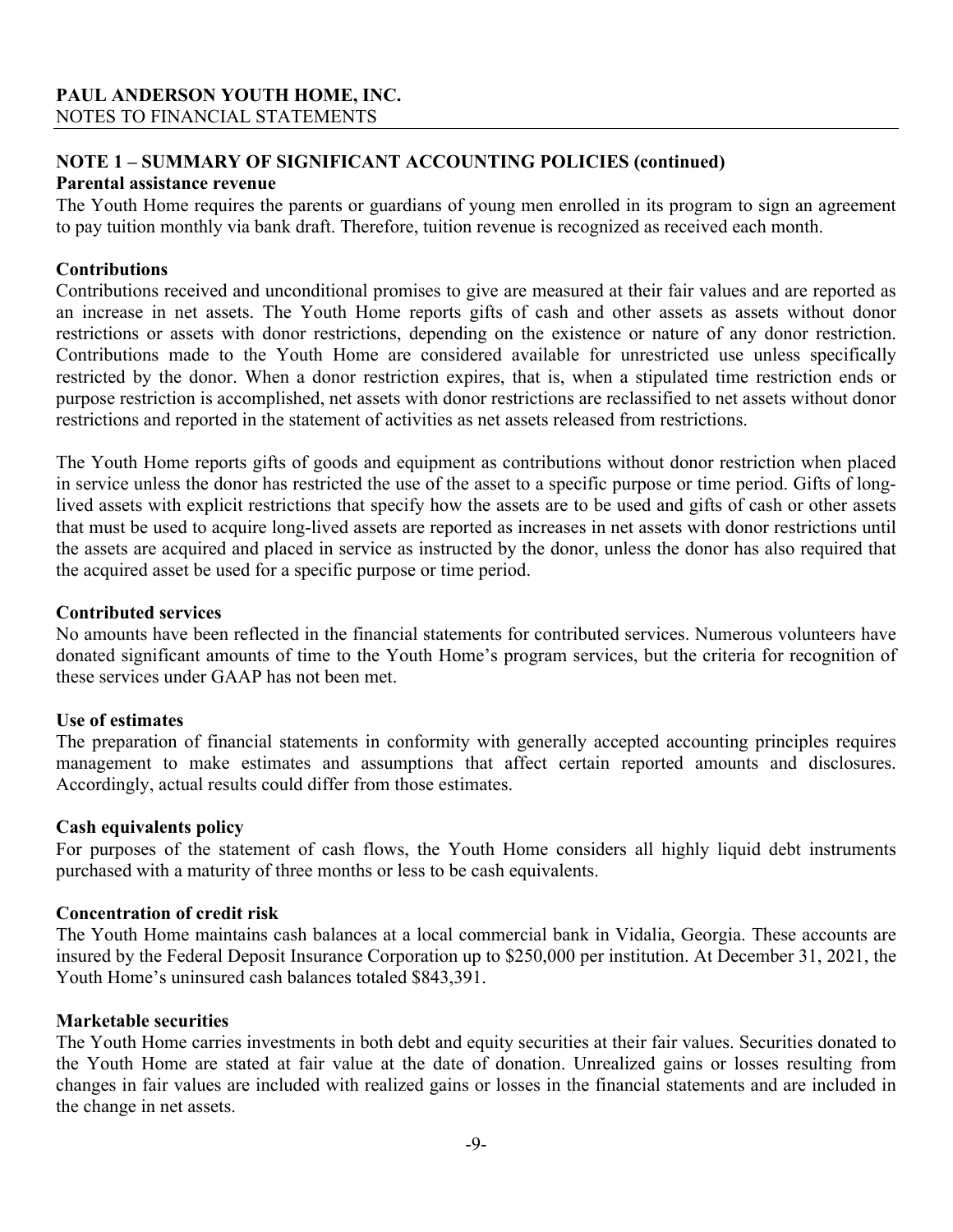# PAUL ANDERSON YOUTH HOME, INC.
NOTES TO FINANCIAL STATEMENTS

## NOTE 1 – SUMMARY OF SIGNIFICANT ACCOUNTING POLICIES (continued)

**Parental assistance revenue**

The Youth Home requires the parents or guardians of young men enrolled in its program to sign an agreement to pay tuition monthly via bank draft. Therefore, tuition revenue is recognized as received each month.

**Contributions**

Contributions received and unconditional promises to give are measured at their fair values and are reported as an increase in net assets. The Youth Home reports gifts of cash and other assets as assets without donor restrictions or assets with donor restrictions, depending on the existence or nature of any donor restriction. Contributions made to the Youth Home are considered available for unrestricted use unless specifically restricted by the donor. When a donor restriction expires, that is, when a stipulated time restriction ends or purpose restriction is accomplished, net assets with donor restrictions are reclassified to net assets without donor restrictions and reported in the statement of activities as net assets released from restrictions.

The Youth Home reports gifts of goods and equipment as contributions without donor restriction when placed in service unless the donor has restricted the use of the asset to a specific purpose or time period. Gifts of long-lived assets with explicit restrictions that specify how the assets are to be used and gifts of cash or other assets that must be used to acquire long-lived assets are reported as increases in net assets with donor restrictions until the assets are acquired and placed in service as instructed by the donor, unless the donor has also required that the acquired asset be used for a specific purpose or time period.

**Contributed services**

No amounts have been reflected in the financial statements for contributed services. Numerous volunteers have donated significant amounts of time to the Youth Home's program services, but the criteria for recognition of these services under GAAP has not been met.

**Use of estimates**

The preparation of financial statements in conformity with generally accepted accounting principles requires management to make estimates and assumptions that affect certain reported amounts and disclosures. Accordingly, actual results could differ from those estimates.

**Cash equivalents policy**

For purposes of the statement of cash flows, the Youth Home considers all highly liquid debt instruments purchased with a maturity of three months or less to be cash equivalents.

**Concentration of credit risk**

The Youth Home maintains cash balances at a local commercial bank in Vidalia, Georgia. These accounts are insured by the Federal Deposit Insurance Corporation up to $250,000 per institution. At December 31, 2021, the Youth Home's uninsured cash balances totaled $843,391.

**Marketable securities**

The Youth Home carries investments in both debt and equity securities at their fair values. Securities donated to the Youth Home are stated at fair value at the date of donation. Unrealized gains or losses resulting from changes in fair values are included with realized gains or losses in the financial statements and are included in the change in net assets.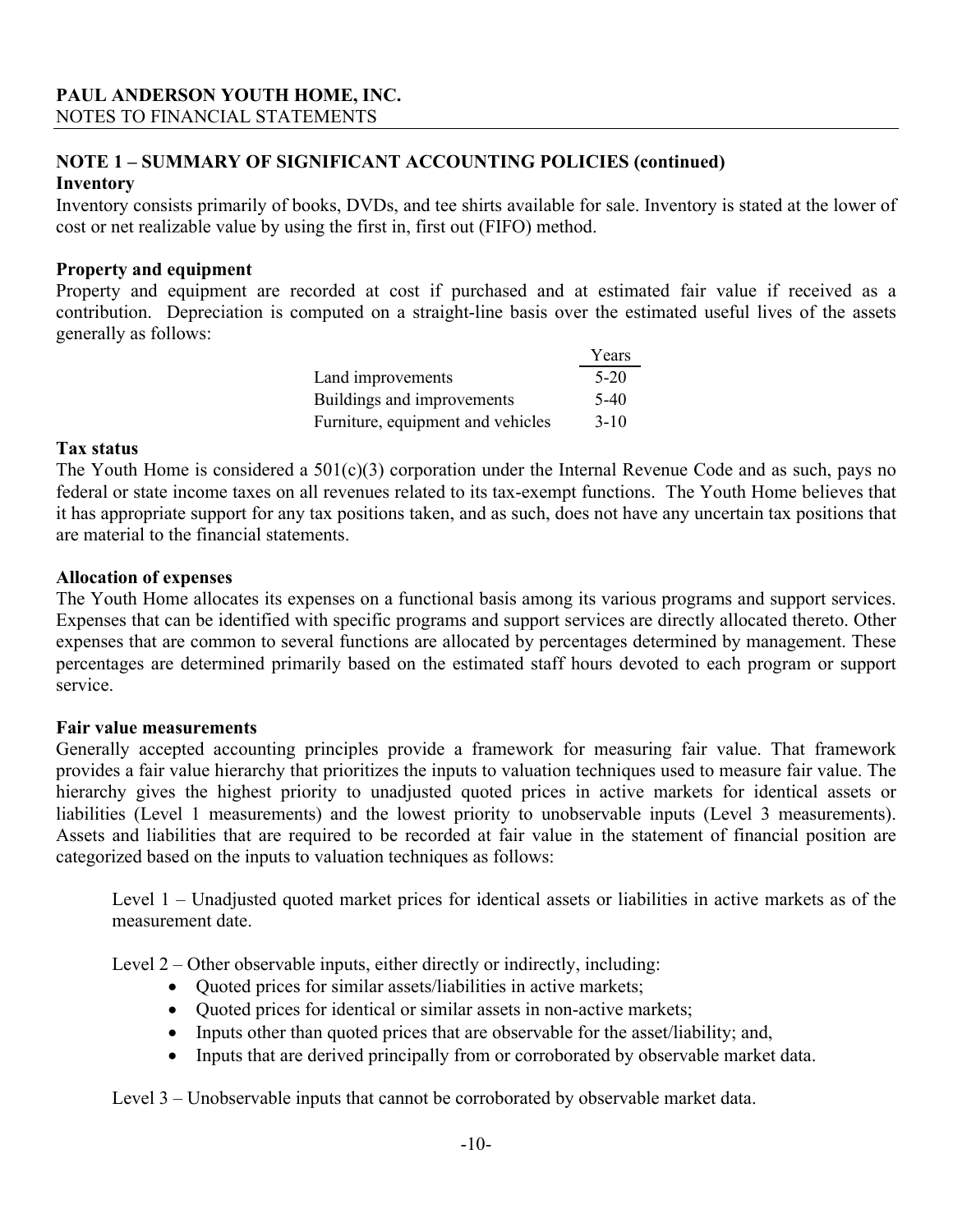**PAUL ANDERSON YOUTH HOME, INC.**
NOTES TO FINANCIAL STATEMENTS

## NOTE 1 – SUMMARY OF SIGNIFICANT ACCOUNTING POLICIES (continued)

### Inventory

Inventory consists primarily of books, DVDs, and tee shirts available for sale. Inventory is stated at the lower of cost or net realizable value by using the first in, first out (FIFO) method.

### Property and equipment

Property and equipment are recorded at cost if purchased and at estimated fair value if received as a contribution. Depreciation is computed on a straight-line basis over the estimated useful lives of the assets generally as follows:

| | Years |
|---|---|
| Land improvements | 5-20 |
| Buildings and improvements | 5-40 |
| Furniture, equipment and vehicles | 3-10 |

### Tax status

The Youth Home is considered a 501(c)(3) corporation under the Internal Revenue Code and as such, pays no federal or state income taxes on all revenues related to its tax-exempt functions. The Youth Home believes that it has appropriate support for any tax positions taken, and as such, does not have any uncertain tax positions that are material to the financial statements.

### Allocation of expenses

The Youth Home allocates its expenses on a functional basis among its various programs and support services. Expenses that can be identified with specific programs and support services are directly allocated thereto. Other expenses that are common to several functions are allocated by percentages determined by management. These percentages are determined primarily based on the estimated staff hours devoted to each program or support service.

### Fair value measurements

Generally accepted accounting principles provide a framework for measuring fair value. That framework provides a fair value hierarchy that prioritizes the inputs to valuation techniques used to measure fair value. The hierarchy gives the highest priority to unadjusted quoted prices in active markets for identical assets or liabilities (Level 1 measurements) and the lowest priority to unobservable inputs (Level 3 measurements). Assets and liabilities that are required to be recorded at fair value in the statement of financial position are categorized based on the inputs to valuation techniques as follows:

Level 1 – Unadjusted quoted market prices for identical assets or liabilities in active markets as of the measurement date.

Level 2 – Other observable inputs, either directly or indirectly, including:

- Quoted prices for similar assets/liabilities in active markets;
- Quoted prices for identical or similar assets in non-active markets;
- Inputs other than quoted prices that are observable for the asset/liability; and,
- Inputs that are derived principally from or corroborated by observable market data.

Level 3 – Unobservable inputs that cannot be corroborated by observable market data.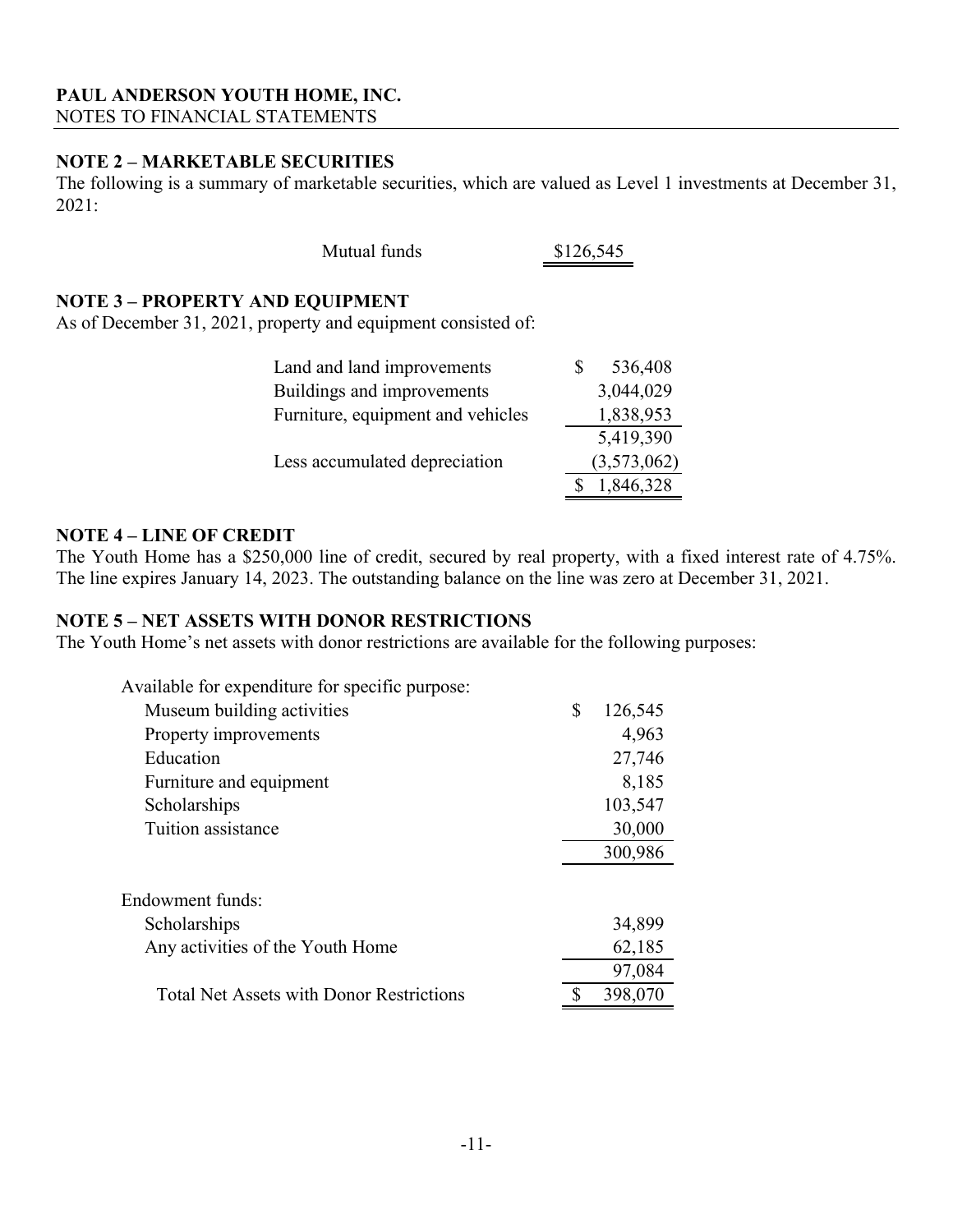**PAUL ANDERSON YOUTH HOME, INC.**
NOTES TO FINANCIAL STATEMENTS

## NOTE 2 – MARKETABLE SECURITIES

The following is a summary of marketable securities, which are valued as Level 1 investments at December 31, 2021:

| | |
|---|---|
| Mutual funds | $126,545 |

## NOTE 3 – PROPERTY AND EQUIPMENT

As of December 31, 2021, property and equipment consisted of:

| | |
|---|---|
| Land and land improvements | $ 536,408 |
| Buildings and improvements | 3,044,029 |
| Furniture, equipment and vehicles | 1,838,953 |
| | 5,419,390 |
| Less accumulated depreciation | (3,573,062) |
| | $ 1,846,328 |

## NOTE 4 – LINE OF CREDIT

The Youth Home has a $250,000 line of credit, secured by real property, with a fixed interest rate of 4.75%. The line expires January 14, 2023. The outstanding balance on the line was zero at December 31, 2021.

## NOTE 5 – NET ASSETS WITH DONOR RESTRICTIONS

The Youth Home's net assets with donor restrictions are available for the following purposes:

| | |
|---|---|
| Available for expenditure for specific purpose: | |
| Museum building activities | $ 126,545 |
| Property improvements | 4,963 |
| Education | 27,746 |
| Furniture and equipment | 8,185 |
| Scholarships | 103,547 |
| Tuition assistance | 30,000 |
| | 300,986 |
| Endowment funds: | |
| Scholarships | 34,899 |
| Any activities of the Youth Home | 62,185 |
| | 97,084 |
| Total Net Assets with Donor Restrictions | $ 398,070 |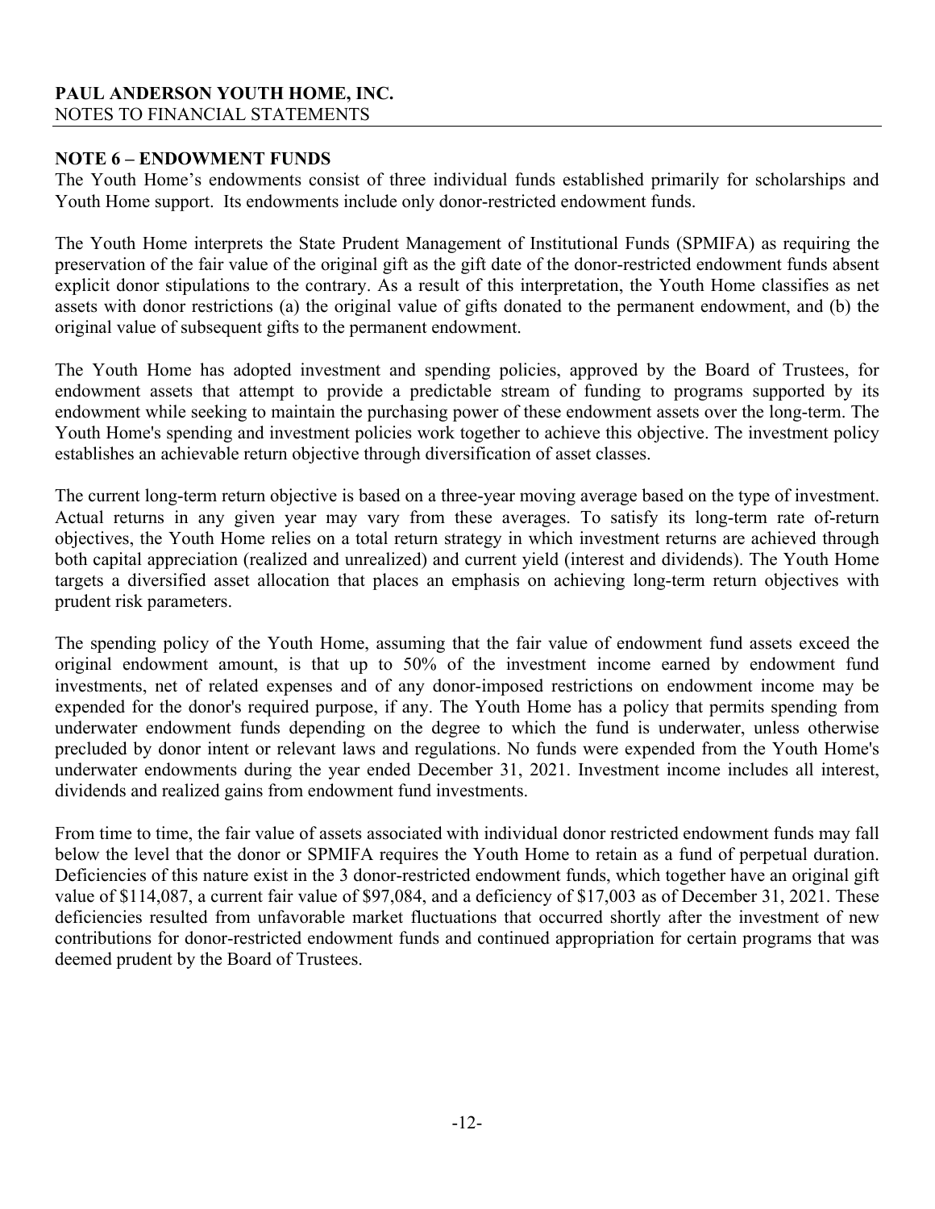**PAUL ANDERSON YOUTH HOME, INC.**
NOTES TO FINANCIAL STATEMENTS

## NOTE 6 – ENDOWMENT FUNDS

The Youth Home's endowments consist of three individual funds established primarily for scholarships and Youth Home support. Its endowments include only donor-restricted endowment funds.

The Youth Home interprets the State Prudent Management of Institutional Funds (SPMIFA) as requiring the preservation of the fair value of the original gift as the gift date of the donor-restricted endowment funds absent explicit donor stipulations to the contrary. As a result of this interpretation, the Youth Home classifies as net assets with donor restrictions (a) the original value of gifts donated to the permanent endowment, and (b) the original value of subsequent gifts to the permanent endowment.

The Youth Home has adopted investment and spending policies, approved by the Board of Trustees, for endowment assets that attempt to provide a predictable stream of funding to programs supported by its endowment while seeking to maintain the purchasing power of these endowment assets over the long-term. The Youth Home's spending and investment policies work together to achieve this objective. The investment policy establishes an achievable return objective through diversification of asset classes.

The current long-term return objective is based on a three-year moving average based on the type of investment. Actual returns in any given year may vary from these averages. To satisfy its long-term rate of-return objectives, the Youth Home relies on a total return strategy in which investment returns are achieved through both capital appreciation (realized and unrealized) and current yield (interest and dividends). The Youth Home targets a diversified asset allocation that places an emphasis on achieving long-term return objectives with prudent risk parameters.

The spending policy of the Youth Home, assuming that the fair value of endowment fund assets exceed the original endowment amount, is that up to 50% of the investment income earned by endowment fund investments, net of related expenses and of any donor-imposed restrictions on endowment income may be expended for the donor's required purpose, if any. The Youth Home has a policy that permits spending from underwater endowment funds depending on the degree to which the fund is underwater, unless otherwise precluded by donor intent or relevant laws and regulations. No funds were expended from the Youth Home's underwater endowments during the year ended December 31, 2021. Investment income includes all interest, dividends and realized gains from endowment fund investments.

From time to time, the fair value of assets associated with individual donor restricted endowment funds may fall below the level that the donor or SPMIFA requires the Youth Home to retain as a fund of perpetual duration. Deficiencies of this nature exist in the 3 donor-restricted endowment funds, which together have an original gift value of $114,087, a current fair value of $97,084, and a deficiency of $17,003 as of December 31, 2021. These deficiencies resulted from unfavorable market fluctuations that occurred shortly after the investment of new contributions for donor-restricted endowment funds and continued appropriation for certain programs that was deemed prudent by the Board of Trustees.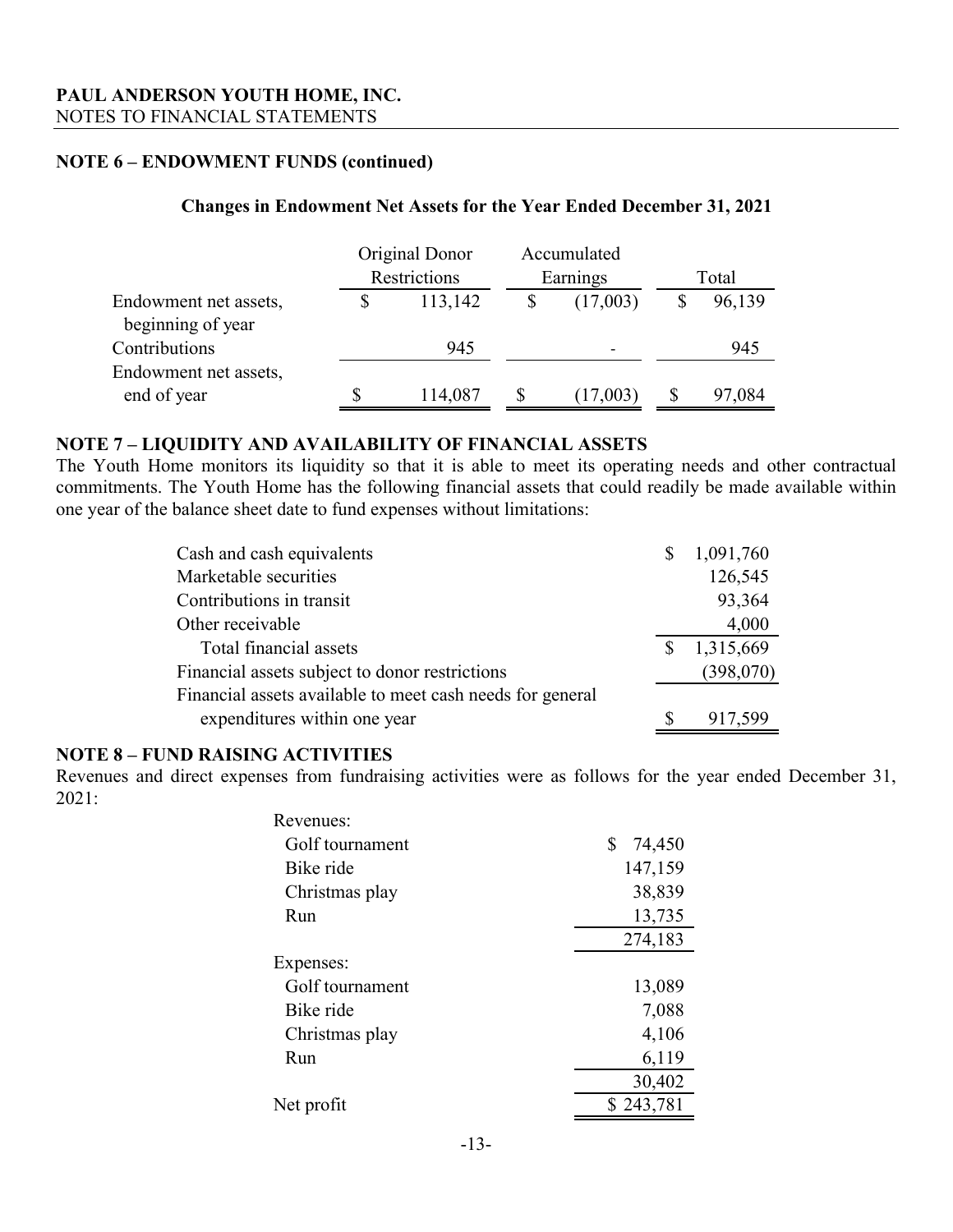**PAUL ANDERSON YOUTH HOME, INC.**
NOTES TO FINANCIAL STATEMENTS

## NOTE 6 – ENDOWMENT FUNDS (continued)

### Changes in Endowment Net Assets for the Year Ended December 31, 2021

| | Original Donor Restrictions | Accumulated Earnings | Total |
|---|---|---|---|
| Endowment net assets, beginning of year | $ 113,142 | $ (17,003) | $ 96,139 |
| Contributions | 945 | - | 945 |
| Endowment net assets, end of year | $ 114,087 | $ (17,003) | $ 97,084 |

## NOTE 7 – LIQUIDITY AND AVAILABILITY OF FINANCIAL ASSETS

The Youth Home monitors its liquidity so that it is able to meet its operating needs and other contractual commitments. The Youth Home has the following financial assets that could readily be made available within one year of the balance sheet date to fund expenses without limitations:

| | |
|---|---|
| Cash and cash equivalents | $ 1,091,760 |
| Marketable securities | 126,545 |
| Contributions in transit | 93,364 |
| Other receivable | 4,000 |
| Total financial assets | $ 1,315,669 |
| Financial assets subject to donor restrictions | (398,070) |
| Financial assets available to meet cash needs for general expenditures within one year | $ 917,599 |

## NOTE 8 – FUND RAISING ACTIVITIES

Revenues and direct expenses from fundraising activities were as follows for the year ended December 31, 2021:

| | |
|---|---|
| Revenues: | |
| Golf tournament | $ 74,450 |
| Bike ride | 147,159 |
| Christmas play | 38,839 |
| Run | 13,735 |
| | 274,183 |
| Expenses: | |
| Golf tournament | 13,089 |
| Bike ride | 7,088 |
| Christmas play | 4,106 |
| Run | 6,119 |
| | 30,402 |
| Net profit | $ 243,781 |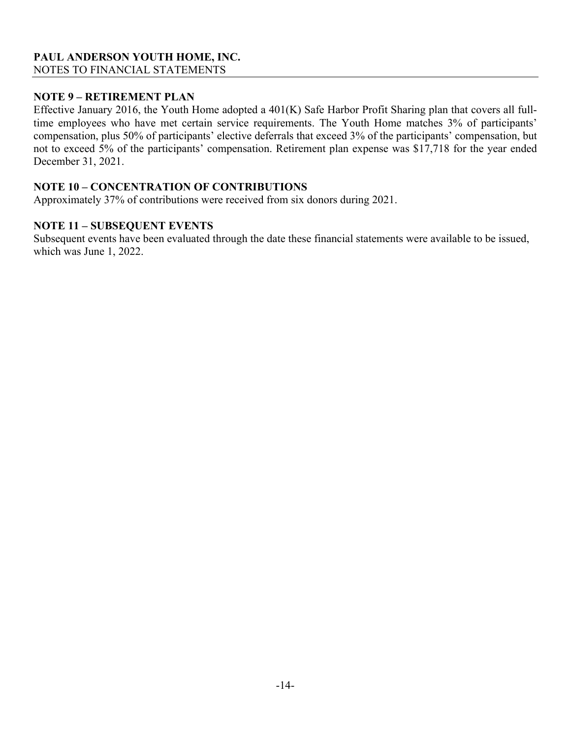**PAUL ANDERSON YOUTH HOME, INC.**
NOTES TO FINANCIAL STATEMENTS

## NOTE 9 – RETIREMENT PLAN

Effective January 2016, the Youth Home adopted a 401(K) Safe Harbor Profit Sharing plan that covers all full-time employees who have met certain service requirements. The Youth Home matches 3% of participants' compensation, plus 50% of participants' elective deferrals that exceed 3% of the participants' compensation, but not to exceed 5% of the participants' compensation. Retirement plan expense was $17,718 for the year ended December 31, 2021.

## NOTE 10 – CONCENTRATION OF CONTRIBUTIONS

Approximately 37% of contributions were received from six donors during 2021.

## NOTE 11 – SUBSEQUENT EVENTS

Subsequent events have been evaluated through the date these financial statements were available to be issued, which was June 1, 2022.